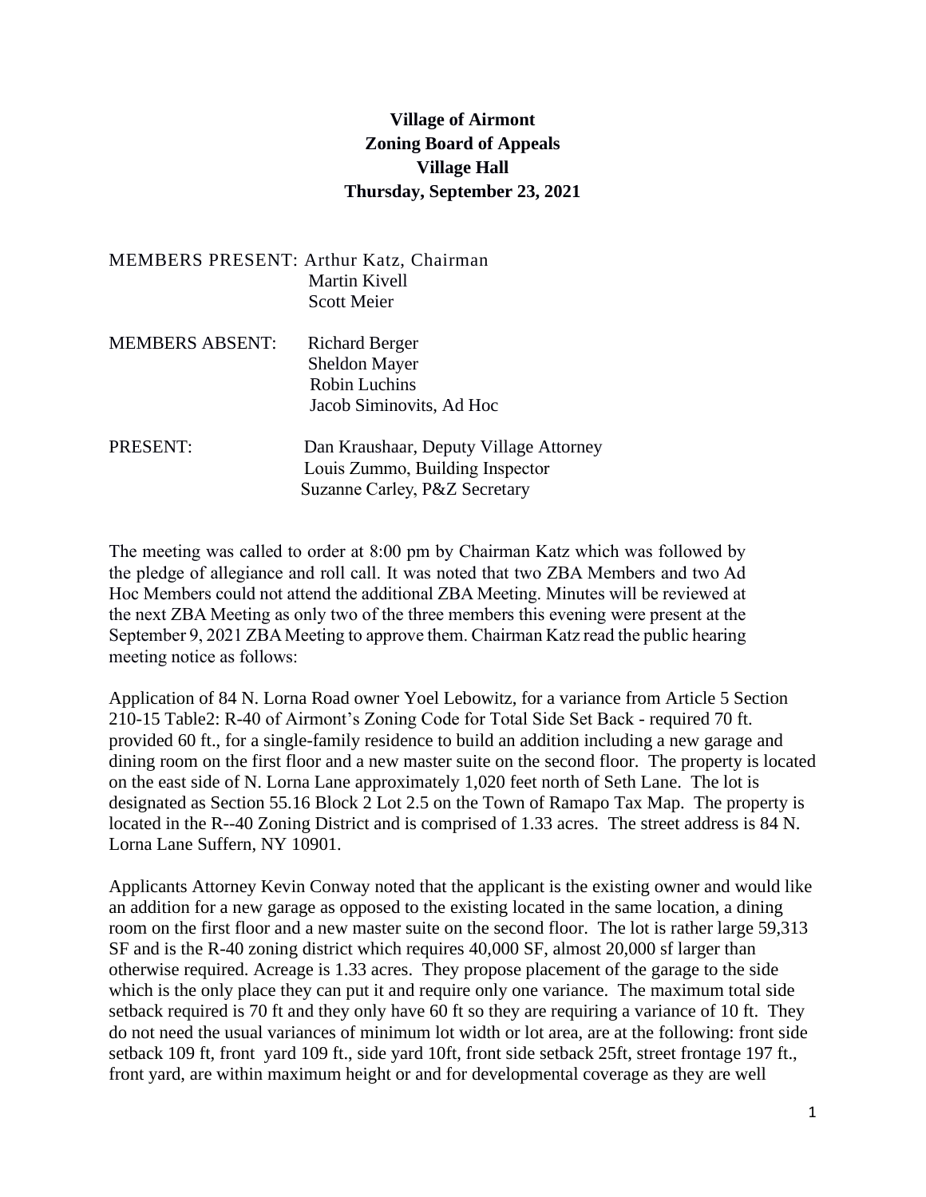**Village of Airmont**
**Zoning Board of Appeals**
**Village Hall**
**Thursday, September 23, 2021**

MEMBERS PRESENT: Arthur Katz, Chairman
Martin Kivell
Scott Meier

MEMBERS ABSENT: Richard Berger
Sheldon Mayer
Robin Luchins
Jacob Siminovits, Ad Hoc

PRESENT: Dan Kraushaar, Deputy Village Attorney
Louis Zummo, Building Inspector
Suzanne Carley, P&Z Secretary

The meeting was called to order at 8:00 pm by Chairman Katz which was followed by the pledge of allegiance and roll call. It was noted that two ZBA Members and two Ad Hoc Members could not attend the additional ZBA Meeting. Minutes will be reviewed at the next ZBA Meeting as only two of the three members this evening were present at the September 9, 2021 ZBA Meeting to approve them. Chairman Katz read the public hearing meeting notice as follows:

Application of 84 N. Lorna Road owner Yoel Lebowitz, for a variance from Article 5 Section 210-15 Table2: R-40 of Airmont's Zoning Code for Total Side Set Back - required 70 ft. provided 60 ft., for a single-family residence to build an addition including a new garage and dining room on the first floor and a new master suite on the second floor. The property is located on the east side of N. Lorna Lane approximately 1,020 feet north of Seth Lane. The lot is designated as Section 55.16 Block 2 Lot 2.5 on the Town of Ramapo Tax Map. The property is located in the R--40 Zoning District and is comprised of 1.33 acres. The street address is 84 N. Lorna Lane Suffern, NY 10901.

Applicants Attorney Kevin Conway noted that the applicant is the existing owner and would like an addition for a new garage as opposed to the existing located in the same location, a dining room on the first floor and a new master suite on the second floor. The lot is rather large 59,313 SF and is the R-40 zoning district which requires 40,000 SF, almost 20,000 sf larger than otherwise required. Acreage is 1.33 acres. They propose placement of the garage to the side which is the only place they can put it and require only one variance. The maximum total side setback required is 70 ft and they only have 60 ft so they are requiring a variance of 10 ft. They do not need the usual variances of minimum lot width or lot area, are at the following: front side setback 109 ft, front yard 109 ft., side yard 10ft, front side setback 25ft, street frontage 197 ft., front yard, are within maximum height or and for developmental coverage as they are well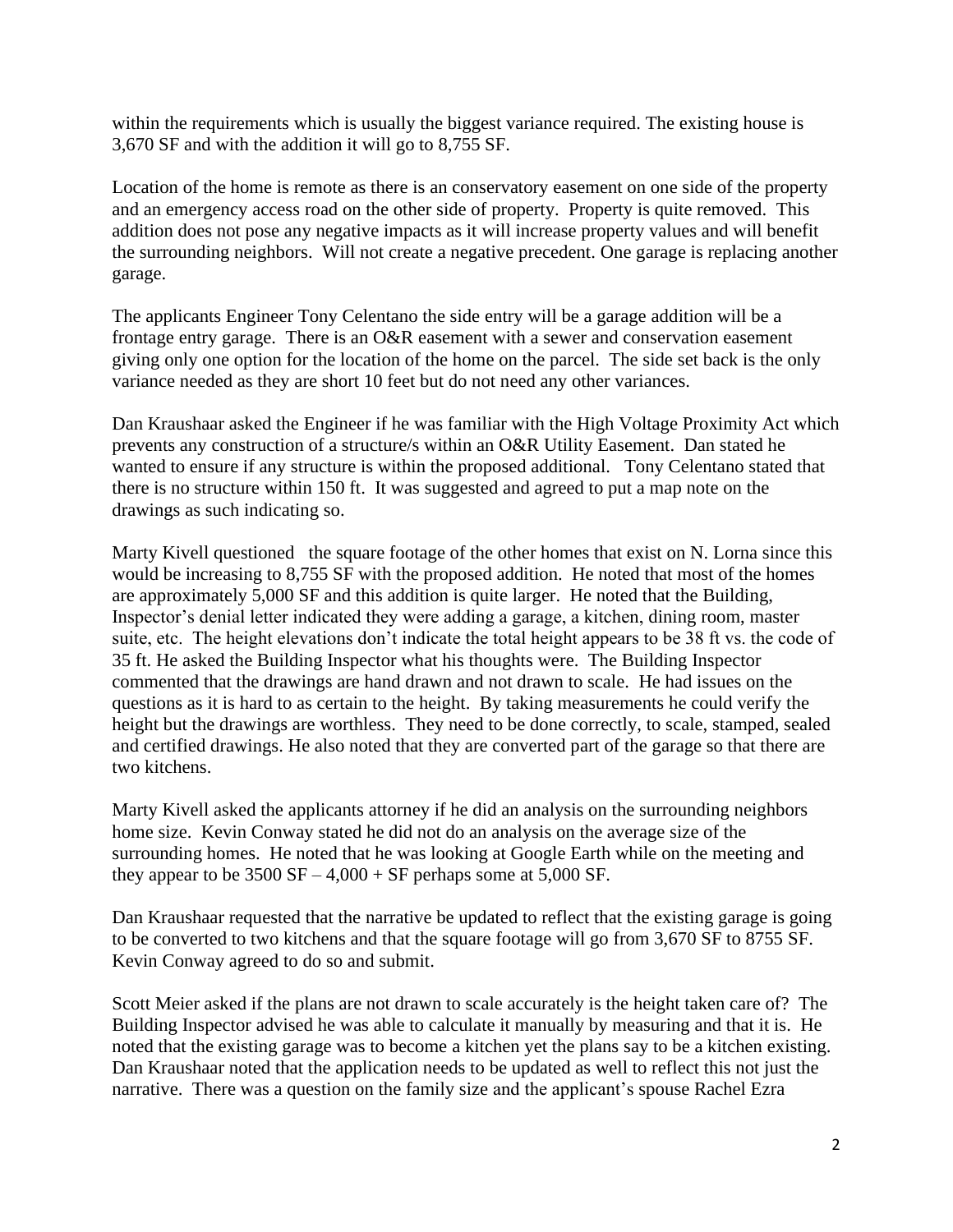within the requirements which is usually the biggest variance required. The existing house is 3,670 SF and with the addition it will go to 8,755 SF.

Location of the home is remote as there is an conservatory easement on one side of the property and an emergency access road on the other side of property. Property is quite removed. This addition does not pose any negative impacts as it will increase property values and will benefit the surrounding neighbors. Will not create a negative precedent. One garage is replacing another garage.

The applicants Engineer Tony Celentano the side entry will be a garage addition will be a frontage entry garage. There is an O&R easement with a sewer and conservation easement giving only one option for the location of the home on the parcel. The side set back is the only variance needed as they are short 10 feet but do not need any other variances.

Dan Kraushaar asked the Engineer if he was familiar with the High Voltage Proximity Act which prevents any construction of a structure/s within an O&R Utility Easement. Dan stated he wanted to ensure if any structure is within the proposed additional. Tony Celentano stated that there is no structure within 150 ft. It was suggested and agreed to put a map note on the drawings as such indicating so.

Marty Kivell questioned the square footage of the other homes that exist on N. Lorna since this would be increasing to 8,755 SF with the proposed addition. He noted that most of the homes are approximately 5,000 SF and this addition is quite larger. He noted that the Building, Inspector's denial letter indicated they were adding a garage, a kitchen, dining room, master suite, etc. The height elevations don't indicate the total height appears to be 38 ft vs. the code of 35 ft. He asked the Building Inspector what his thoughts were. The Building Inspector commented that the drawings are hand drawn and not drawn to scale. He had issues on the questions as it is hard to as certain to the height. By taking measurements he could verify the height but the drawings are worthless. They need to be done correctly, to scale, stamped, sealed and certified drawings. He also noted that they are converted part of the garage so that there are two kitchens.

Marty Kivell asked the applicants attorney if he did an analysis on the surrounding neighbors home size. Kevin Conway stated he did not do an analysis on the average size of the surrounding homes. He noted that he was looking at Google Earth while on the meeting and they appear to be 3500 SF – 4,000 + SF perhaps some at 5,000 SF.

Dan Kraushaar requested that the narrative be updated to reflect that the existing garage is going to be converted to two kitchens and that the square footage will go from 3,670 SF to 8755 SF. Kevin Conway agreed to do so and submit.

Scott Meier asked if the plans are not drawn to scale accurately is the height taken care of? The Building Inspector advised he was able to calculate it manually by measuring and that it is. He noted that the existing garage was to become a kitchen yet the plans say to be a kitchen existing. Dan Kraushaar noted that the application needs to be updated as well to reflect this not just the narrative. There was a question on the family size and the applicant's spouse Rachel Ezra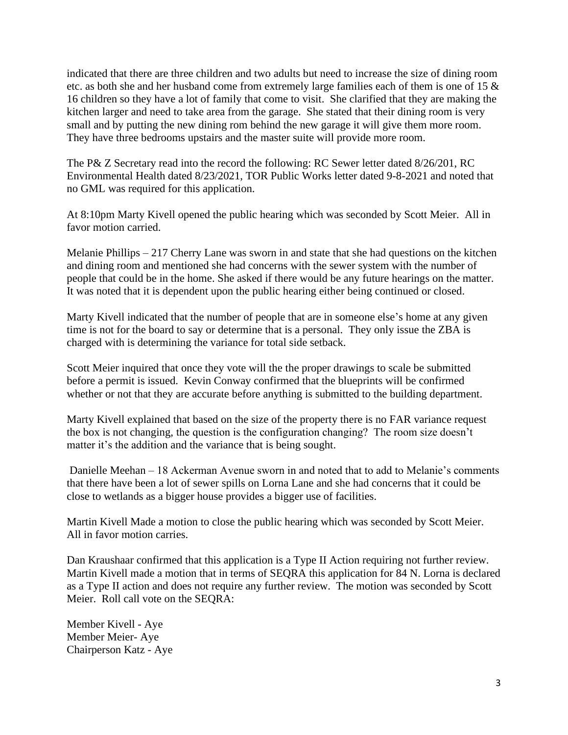indicated that there are three children and two adults but need to increase the size of dining room etc. as both she and her husband come from extremely large families each of them is one of 15 & 16 children so they have a lot of family that come to visit. She clarified that they are making the kitchen larger and need to take area from the garage. She stated that their dining room is very small and by putting the new dining rom behind the new garage it will give them more room. They have three bedrooms upstairs and the master suite will provide more room.

The P& Z Secretary read into the record the following: RC Sewer letter dated 8/26/201, RC Environmental Health dated 8/23/2021, TOR Public Works letter dated 9-8-2021 and noted that no GML was required for this application.

At 8:10pm Marty Kivell opened the public hearing which was seconded by Scott Meier. All in favor motion carried.

Melanie Phillips – 217 Cherry Lane was sworn in and state that she had questions on the kitchen and dining room and mentioned she had concerns with the sewer system with the number of people that could be in the home. She asked if there would be any future hearings on the matter. It was noted that it is dependent upon the public hearing either being continued or closed.

Marty Kivell indicated that the number of people that are in someone else's home at any given time is not for the board to say or determine that is a personal. They only issue the ZBA is charged with is determining the variance for total side setback.

Scott Meier inquired that once they vote will the the proper drawings to scale be submitted before a permit is issued. Kevin Conway confirmed that the blueprints will be confirmed whether or not that they are accurate before anything is submitted to the building department.

Marty Kivell explained that based on the size of the property there is no FAR variance request the box is not changing, the question is the configuration changing? The room size doesn't matter it's the addition and the variance that is being sought.

Danielle Meehan – 18 Ackerman Avenue sworn in and noted that to add to Melanie's comments that there have been a lot of sewer spills on Lorna Lane and she had concerns that it could be close to wetlands as a bigger house provides a bigger use of facilities.

Martin Kivell Made a motion to close the public hearing which was seconded by Scott Meier. All in favor motion carries.

Dan Kraushaar confirmed that this application is a Type II Action requiring not further review. Martin Kivell made a motion that in terms of SEQRA this application for 84 N. Lorna is declared as a Type II action and does not require any further review. The motion was seconded by Scott Meier. Roll call vote on the SEQRA:

Member Kivell - Aye
Member Meier- Aye
Chairperson Katz - Aye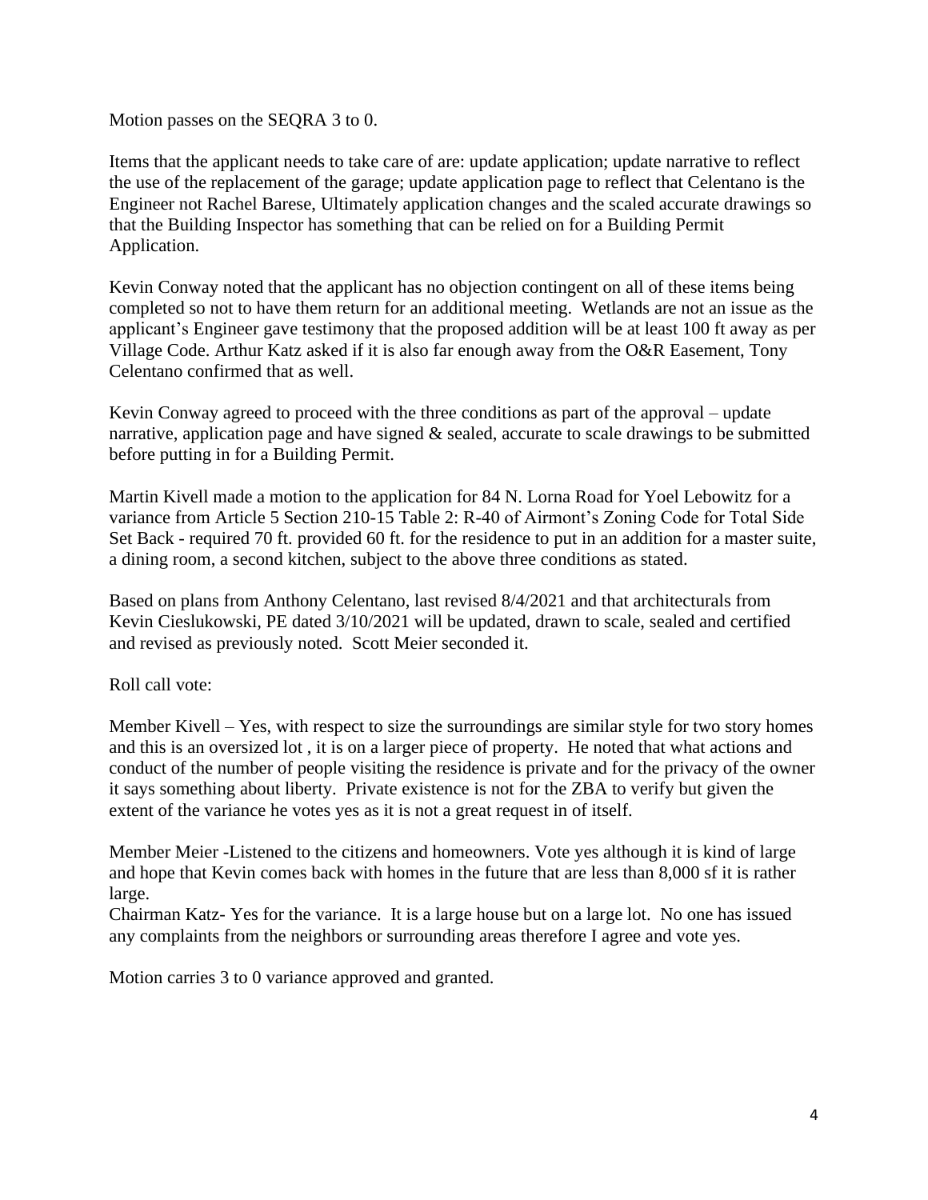Motion passes on the SEQRA 3 to 0.

Items that the applicant needs to take care of are: update application; update narrative to reflect the use of the replacement of the garage; update application page to reflect that Celentano is the Engineer not Rachel Barese, Ultimately application changes and the scaled accurate drawings so that the Building Inspector has something that can be relied on for a Building Permit Application.

Kevin Conway noted that the applicant has no objection contingent on all of these items being completed so not to have them return for an additional meeting. Wetlands are not an issue as the applicant's Engineer gave testimony that the proposed addition will be at least 100 ft away as per Village Code. Arthur Katz asked if it is also far enough away from the O&R Easement, Tony Celentano confirmed that as well.

Kevin Conway agreed to proceed with the three conditions as part of the approval – update narrative, application page and have signed & sealed, accurate to scale drawings to be submitted before putting in for a Building Permit.

Martin Kivell made a motion to the application for 84 N. Lorna Road for Yoel Lebowitz for a variance from Article 5 Section 210-15 Table 2: R-40 of Airmont's Zoning Code for Total Side Set Back - required 70 ft. provided 60 ft. for the residence to put in an addition for a master suite, a dining room, a second kitchen, subject to the above three conditions as stated.

Based on plans from Anthony Celentano, last revised 8/4/2021 and that architecturals from Kevin Cieslukowski, PE dated 3/10/2021 will be updated, drawn to scale, sealed and certified and revised as previously noted. Scott Meier seconded it.

Roll call vote:

Member Kivell – Yes, with respect to size the surroundings are similar style for two story homes and this is an oversized lot , it is on a larger piece of property. He noted that what actions and conduct of the number of people visiting the residence is private and for the privacy of the owner it says something about liberty. Private existence is not for the ZBA to verify but given the extent of the variance he votes yes as it is not a great request in of itself.

Member Meier -Listened to the citizens and homeowners. Vote yes although it is kind of large and hope that Kevin comes back with homes in the future that are less than 8,000 sf it is rather large.

Chairman Katz- Yes for the variance. It is a large house but on a large lot. No one has issued any complaints from the neighbors or surrounding areas therefore I agree and vote yes.

Motion carries 3 to 0 variance approved and granted.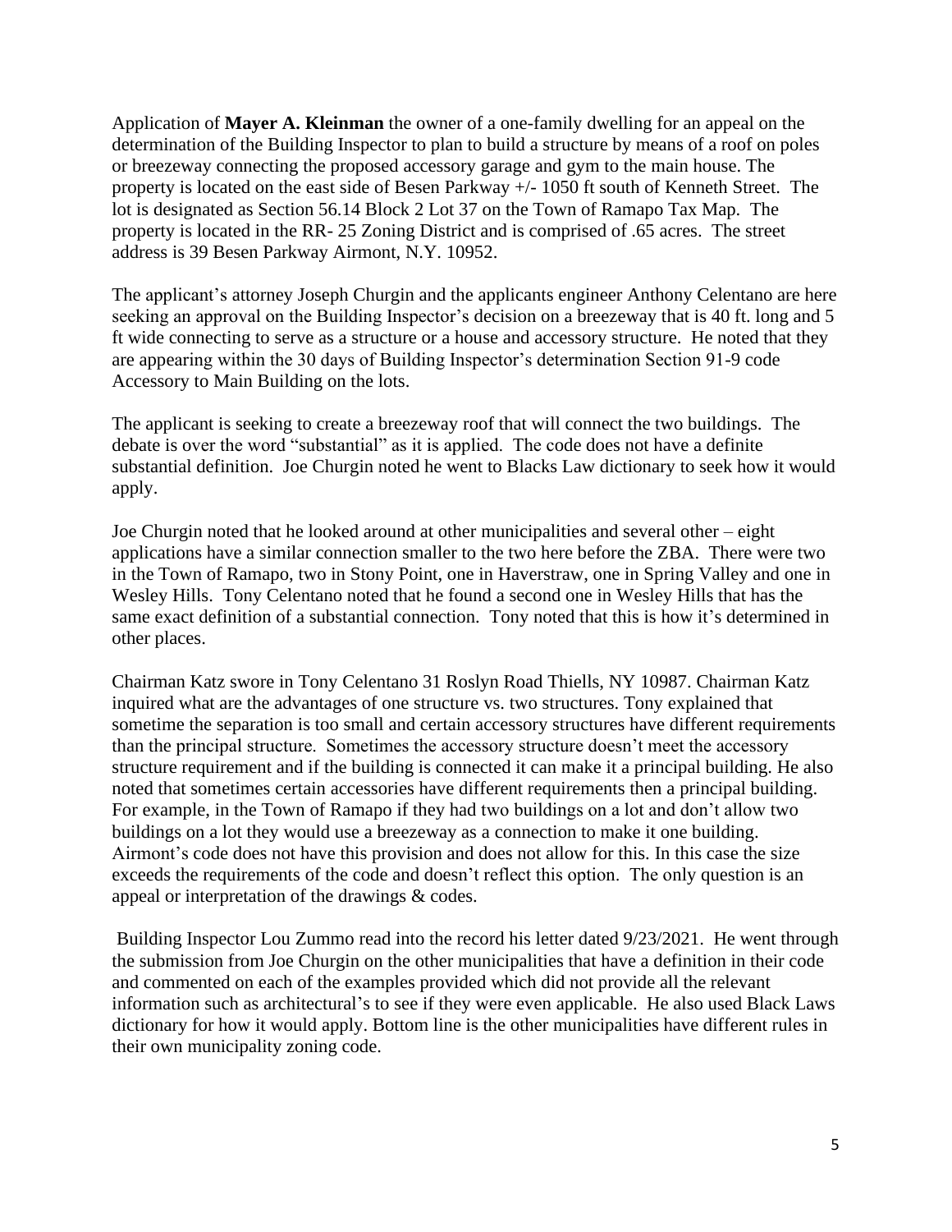Application of **Mayer A. Kleinman** the owner of a one-family dwelling for an appeal on the determination of the Building Inspector to plan to build a structure by means of a roof on poles or breezeway connecting the proposed accessory garage and gym to the main house. The property is located on the east side of Besen Parkway +/- 1050 ft south of Kenneth Street. The lot is designated as Section 56.14 Block 2 Lot 37 on the Town of Ramapo Tax Map. The property is located in the RR- 25 Zoning District and is comprised of .65 acres. The street address is 39 Besen Parkway Airmont, N.Y. 10952.

The applicant's attorney Joseph Churgin and the applicants engineer Anthony Celentano are here seeking an approval on the Building Inspector's decision on a breezeway that is 40 ft. long and 5 ft wide connecting to serve as a structure or a house and accessory structure. He noted that they are appearing within the 30 days of Building Inspector's determination Section 91-9 code Accessory to Main Building on the lots.

The applicant is seeking to create a breezeway roof that will connect the two buildings. The debate is over the word "substantial" as it is applied. The code does not have a definite substantial definition. Joe Churgin noted he went to Blacks Law dictionary to seek how it would apply.

Joe Churgin noted that he looked around at other municipalities and several other – eight applications have a similar connection smaller to the two here before the ZBA. There were two in the Town of Ramapo, two in Stony Point, one in Haverstraw, one in Spring Valley and one in Wesley Hills. Tony Celentano noted that he found a second one in Wesley Hills that has the same exact definition of a substantial connection. Tony noted that this is how it's determined in other places.

Chairman Katz swore in Tony Celentano 31 Roslyn Road Thiells, NY 10987. Chairman Katz inquired what are the advantages of one structure vs. two structures. Tony explained that sometime the separation is too small and certain accessory structures have different requirements than the principal structure. Sometimes the accessory structure doesn't meet the accessory structure requirement and if the building is connected it can make it a principal building. He also noted that sometimes certain accessories have different requirements then a principal building. For example, in the Town of Ramapo if they had two buildings on a lot and don't allow two buildings on a lot they would use a breezeway as a connection to make it one building. Airmont's code does not have this provision and does not allow for this. In this case the size exceeds the requirements of the code and doesn't reflect this option. The only question is an appeal or interpretation of the drawings & codes.

Building Inspector Lou Zummo read into the record his letter dated 9/23/2021. He went through the submission from Joe Churgin on the other municipalities that have a definition in their code and commented on each of the examples provided which did not provide all the relevant information such as architectural's to see if they were even applicable. He also used Black Laws dictionary for how it would apply. Bottom line is the other municipalities have different rules in their own municipality zoning code.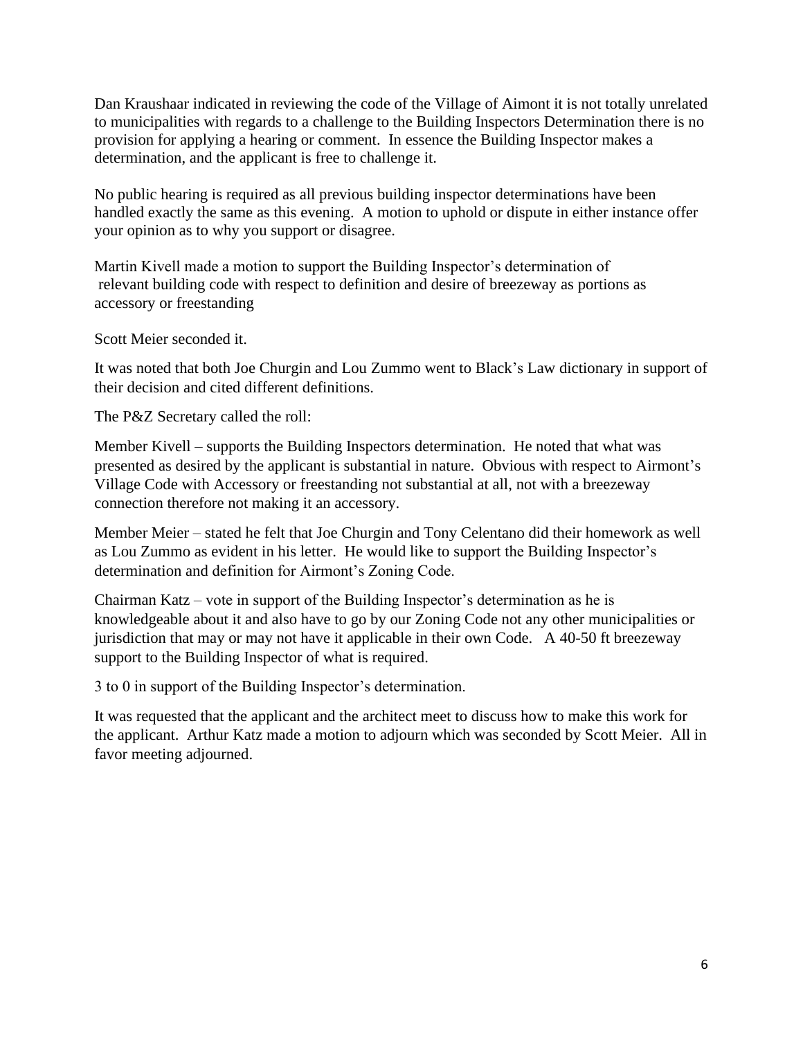Dan Kraushaar indicated in reviewing the code of the Village of Aimont it is not totally unrelated to municipalities with regards to a challenge to the Building Inspectors Determination there is no provision for applying a hearing or comment. In essence the Building Inspector makes a determination, and the applicant is free to challenge it.

No public hearing is required as all previous building inspector determinations have been handled exactly the same as this evening. A motion to uphold or dispute in either instance offer your opinion as to why you support or disagree.

Martin Kivell made a motion to support the Building Inspector's determination of relevant building code with respect to definition and desire of breezeway as portions as accessory or freestanding

Scott Meier seconded it.

It was noted that both Joe Churgin and Lou Zummo went to Black's Law dictionary in support of their decision and cited different definitions.

The P&Z Secretary called the roll:

Member Kivell – supports the Building Inspectors determination. He noted that what was presented as desired by the applicant is substantial in nature. Obvious with respect to Airmont's Village Code with Accessory or freestanding not substantial at all, not with a breezeway connection therefore not making it an accessory.

Member Meier – stated he felt that Joe Churgin and Tony Celentano did their homework as well as Lou Zummo as evident in his letter. He would like to support the Building Inspector's determination and definition for Airmont's Zoning Code.

Chairman Katz – vote in support of the Building Inspector's determination as he is knowledgeable about it and also have to go by our Zoning Code not any other municipalities or jurisdiction that may or may not have it applicable in their own Code. A 40-50 ft breezeway support to the Building Inspector of what is required.

3 to 0 in support of the Building Inspector's determination.

It was requested that the applicant and the architect meet to discuss how to make this work for the applicant. Arthur Katz made a motion to adjourn which was seconded by Scott Meier. All in favor meeting adjourned.